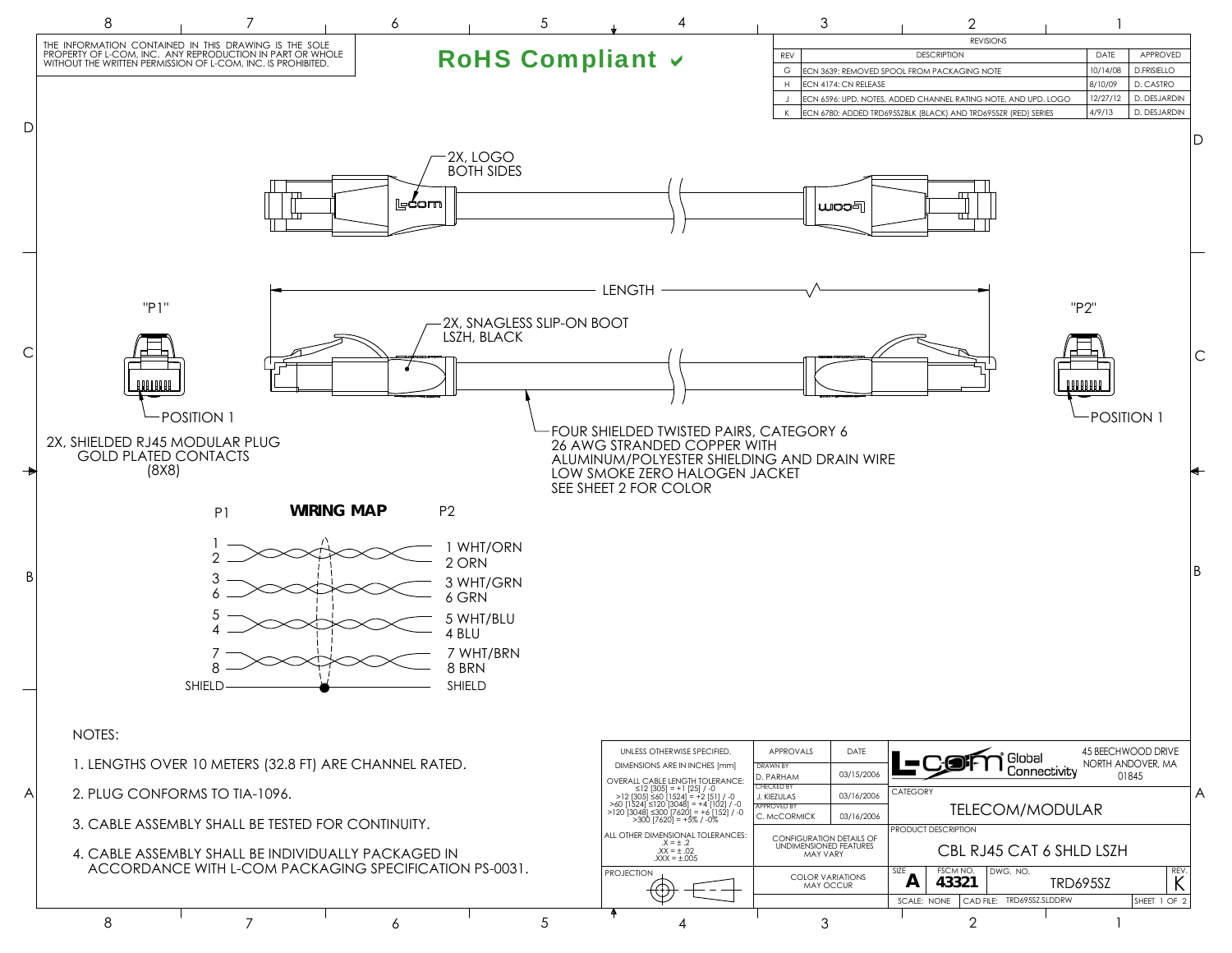THE INFORMATION CONTAINED IN THIS DRAWING IS THE SOLE PROPERTY OF L-COM, INC. ANY REPRODUCTION IN PART OR WHOLE WITHOUT THE WRITTEN PERMISSION OF L-COM, INC. IS PROHIBITED.

**RoHS Compliant ✔**

| REV | DESCRIPTION | DATE | APPROVED |
|---|---|---|---|
| G | ECN 3639: REMOVED SPOOL FROM PACKAGING NOTE | 10/14/08 | D.FRISIELLO |
| H | ECN 4174: CN RELEASE | 8/10/09 | D. CASTRO |
| J | ECN 6596: UPD. NOTES, ADDED CHANNEL RATING NOTE, AND UPD. LOGO | 12/27/12 | D. DESJARDIN |
| K | ECN 6780: ADDED TRD695SZBLK (BLACK) AND TRD695SZR (RED) SERIES | 4/9/13 | D. DESJARDIN |

2X, LOGO BOTH SIDES

LENGTH

"P1"

"P2"

2X, SNAGLESS SLIP-ON BOOT LSZH, BLACK

POSITION 1

POSITION 1

2X, SHIELDED RJ45 MODULAR PLUG GOLD PLATED CONTACTS (8X8)

FOUR SHIELDED TWISTED PAIRS, CATEGORY 6
26 AWG STRANDED COPPER WITH
ALUMINUM/POLYESTER SHIELDING AND DRAIN WIRE
LOW SMOKE ZERO HALOGEN JACKET
SEE SHEET 2 FOR COLOR

**WIRING MAP**

| P1 | P2 |
|---|---|
| 1 | 1 WHT/ORN |
| 2 | 2 ORN |
| 3 | 3 WHT/GRN |
| 6 | 6 GRN |
| 5 | 5 WHT/BLU |
| 4 | 4 BLU |
| 7 | 7 WHT/BRN |
| 8 | 8 BRN |
| SHIELD | SHIELD |

NOTES:

1. LENGTHS OVER 10 METERS (32.8 FT) ARE CHANNEL RATED.
2. PLUG CONFORMS TO TIA-1096.
3. CABLE ASSEMBLY SHALL BE TESTED FOR CONTINUITY.
4. CABLE ASSEMBLY SHALL BE INDIVIDUALLY PACKAGED IN ACCORDANCE WITH L-COM PACKAGING SPECIFICATION PS-0031.

UNLESS OTHERWISE SPECIFIED, DIMENSIONS ARE IN INCHES [mm]

OVERALL CABLE LENGTH TOLERANCE:
≤12 [305] = +1 [25] / -0
>12 [305] ≤60 [1524] = +2 [51] / -0
>60 [1524] ≤120 [3048] = +4 [102] / -0
>120 [3048] ≤300 [7620] = +6 [152] / -0
>300 [7620] = +5% / -0%

ALL OTHER DIMENSIONAL TOLERANCES:
.X = ± .2
.XX = ± .02
.XXX = ±.005

PROJECTION

| APPROVALS | | DATE |
|---|---|---|
| DRAWN BY | D. PARHAM | 03/15/2006 |
| CHECKED BY | J. KIEZULAS | 03/16/2006 |
| APPROVED BY | C. McCORMICK | 03/16/2006 |

CONFIGURATION DETAILS OF UNDIMENSIONED FEATURES MAY VARY

COLOR VARIATIONS MAY OCCUR

L-com Global Connectivity
45 BEECHWOOD DRIVE
NORTH ANDOVER, MA
01845

CATEGORY: TELECOM/MODULAR

PRODUCT DESCRIPTION: CBL RJ45 CAT 6 SHLD LSZH

| SIZE | FSCM NO. | DWG. NO. | REV. |
|---|---|---|---|
| A | 43321 | TRD695SZ | K |

SCALE: NONE | CAD FILE: TRD695SZ.SLDDRW | SHEET 1 OF 2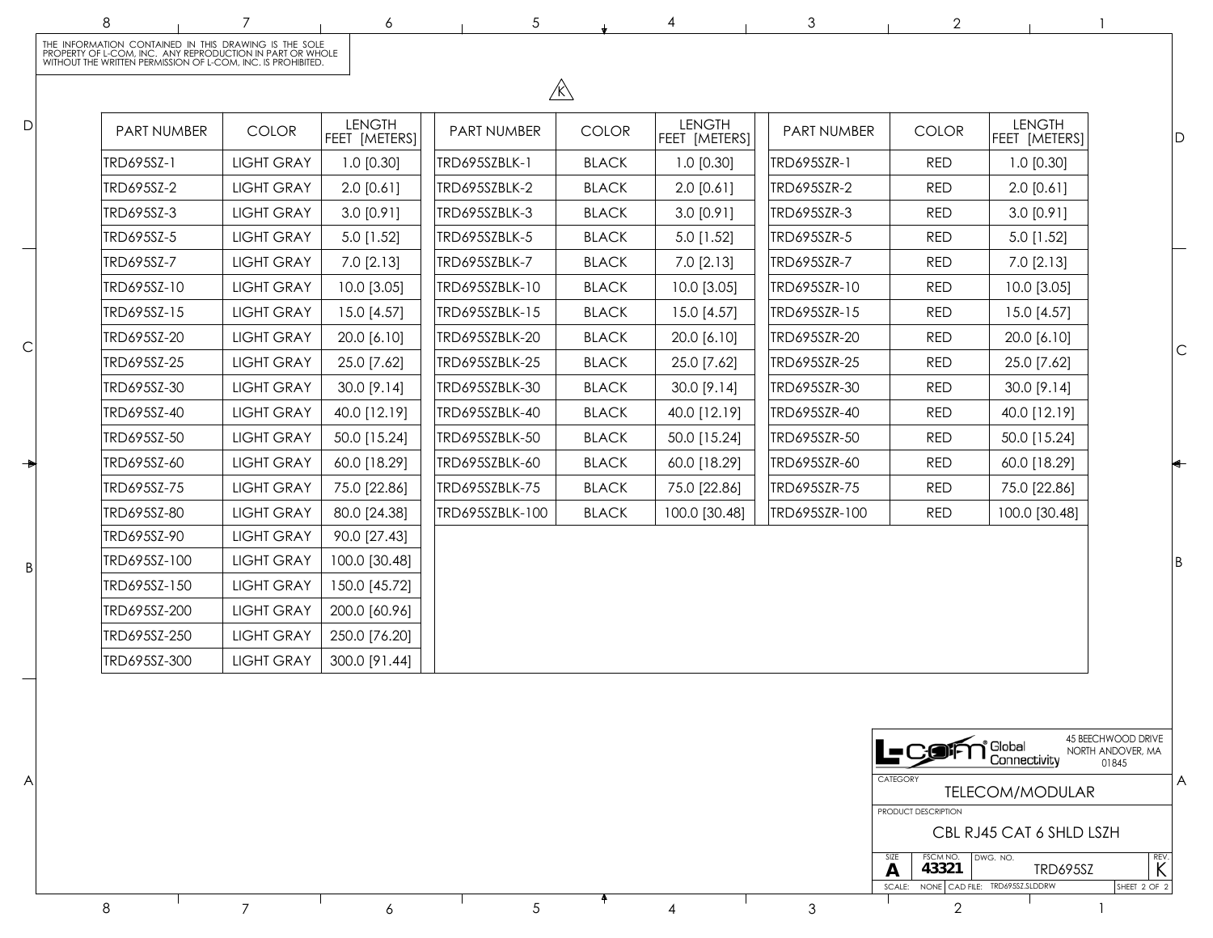THE INFORMATION CONTAINED IN THIS DRAWING IS THE SOLE PROPERTY OF L-COM, INC. ANY REPRODUCTION IN PART OR WHOLE WITHOUT THE WRITTEN PERMISSION OF L-COM, INC. IS PROHIBITED.

K

| PART NUMBER | COLOR | LENGTH FEET [METERS] | PART NUMBER | COLOR | LENGTH FEET [METERS] | PART NUMBER | COLOR | LENGTH FEET [METERS] |
|---|---|---|---|---|---|---|---|---|
| TRD695SZ-1 | LIGHT GRAY | 1.0 [0.30] | TRD695SZBLK-1 | BLACK | 1.0 [0.30] | TRD695SZR-1 | RED | 1.0 [0.30] |
| TRD695SZ-2 | LIGHT GRAY | 2.0 [0.61] | TRD695SZBLK-2 | BLACK | 2.0 [0.61] | TRD695SZR-2 | RED | 2.0 [0.61] |
| TRD695SZ-3 | LIGHT GRAY | 3.0 [0.91] | TRD695SZBLK-3 | BLACK | 3.0 [0.91] | TRD695SZR-3 | RED | 3.0 [0.91] |
| TRD695SZ-5 | LIGHT GRAY | 5.0 [1.52] | TRD695SZBLK-5 | BLACK | 5.0 [1.52] | TRD695SZR-5 | RED | 5.0 [1.52] |
| TRD695SZ-7 | LIGHT GRAY | 7.0 [2.13] | TRD695SZBLK-7 | BLACK | 7.0 [2.13] | TRD695SZR-7 | RED | 7.0 [2.13] |
| TRD695SZ-10 | LIGHT GRAY | 10.0 [3.05] | TRD695SZBLK-10 | BLACK | 10.0 [3.05] | TRD695SZR-10 | RED | 10.0 [3.05] |
| TRD695SZ-15 | LIGHT GRAY | 15.0 [4.57] | TRD695SZBLK-15 | BLACK | 15.0 [4.57] | TRD695SZR-15 | RED | 15.0 [4.57] |
| TRD695SZ-20 | LIGHT GRAY | 20.0 [6.10] | TRD695SZBLK-20 | BLACK | 20.0 [6.10] | TRD695SZR-20 | RED | 20.0 [6.10] |
| TRD695SZ-25 | LIGHT GRAY | 25.0 [7.62] | TRD695SZBLK-25 | BLACK | 25.0 [7.62] | TRD695SZR-25 | RED | 25.0 [7.62] |
| TRD695SZ-30 | LIGHT GRAY | 30.0 [9.14] | TRD695SZBLK-30 | BLACK | 30.0 [9.14] | TRD695SZR-30 | RED | 30.0 [9.14] |
| TRD695SZ-40 | LIGHT GRAY | 40.0 [12.19] | TRD695SZBLK-40 | BLACK | 40.0 [12.19] | TRD695SZR-40 | RED | 40.0 [12.19] |
| TRD695SZ-50 | LIGHT GRAY | 50.0 [15.24] | TRD695SZBLK-50 | BLACK | 50.0 [15.24] | TRD695SZR-50 | RED | 50.0 [15.24] |
| TRD695SZ-60 | LIGHT GRAY | 60.0 [18.29] | TRD695SZBLK-60 | BLACK | 60.0 [18.29] | TRD695SZR-60 | RED | 60.0 [18.29] |
| TRD695SZ-75 | LIGHT GRAY | 75.0 [22.86] | TRD695SZBLK-75 | BLACK | 75.0 [22.86] | TRD695SZR-75 | RED | 75.0 [22.86] |
| TRD695SZ-80 | LIGHT GRAY | 80.0 [24.38] | TRD695SZBLK-100 | BLACK | 100.0 [30.48] | TRD695SZR-100 | RED | 100.0 [30.48] |
| TRD695SZ-90 | LIGHT GRAY | 90.0 [27.43] | | | | | | |
| TRD695SZ-100 | LIGHT GRAY | 100.0 [30.48] | | | | | | |
| TRD695SZ-150 | LIGHT GRAY | 150.0 [45.72] | | | | | | |
| TRD695SZ-200 | LIGHT GRAY | 200.0 [60.96] | | | | | | |
| TRD695SZ-250 | LIGHT GRAY | 250.0 [76.20] | | | | | | |
| TRD695SZ-300 | LIGHT GRAY | 300.0 [91.44] | | | | | | |

L-com Global Connectivity
45 BEECHWOOD DRIVE
NORTH ANDOVER, MA
01845

CATEGORY: TELECOM/MODULAR

PRODUCT DESCRIPTION: CBL RJ45 CAT 6 SHLD LSZH

SIZE: A | FSCM NO.: 43321 | DWG. NO.: TRD695SZ | REV.: K

SCALE: NONE | CAD FILE: TRD695SZ.SLDDRW | SHEET 2 OF 2